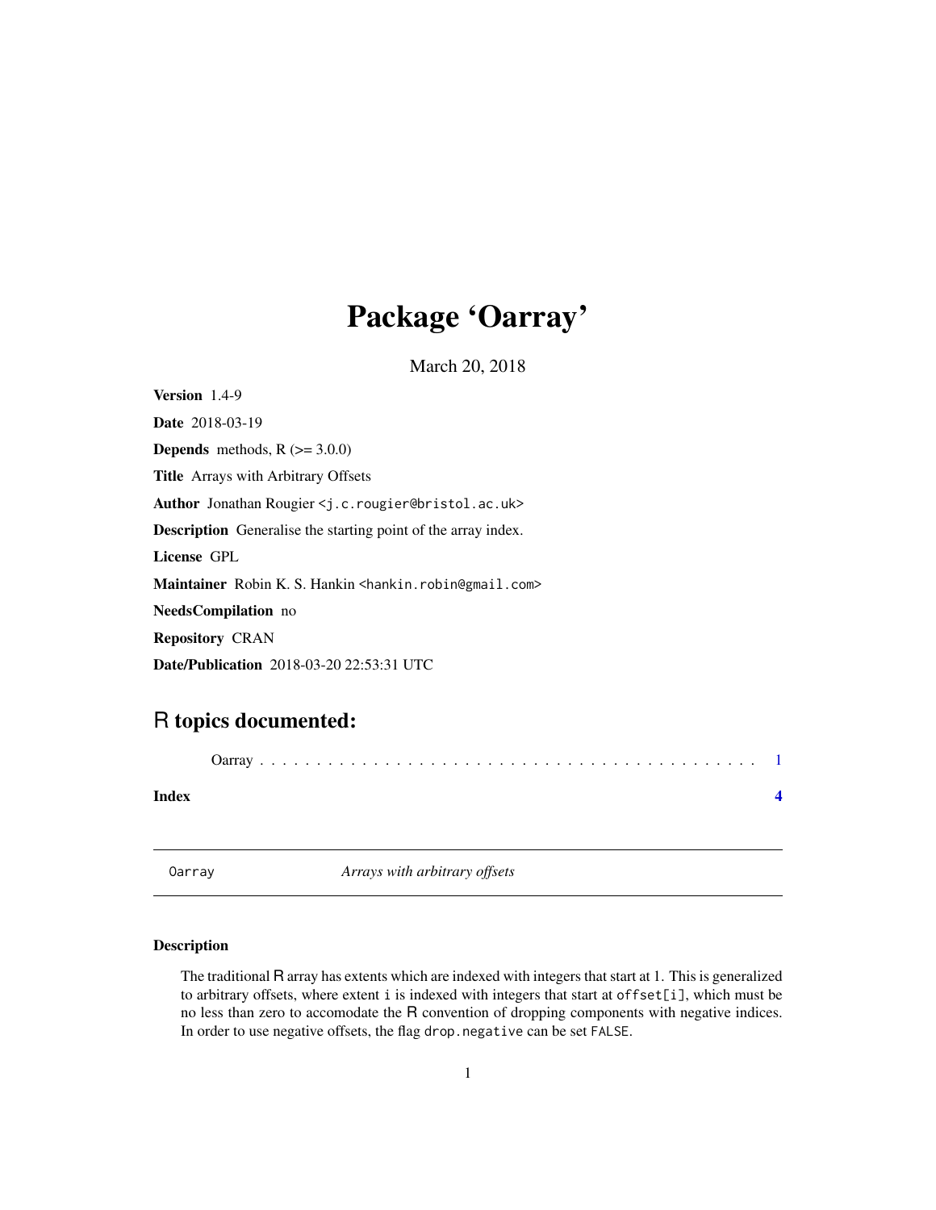# Package 'Oarray'

March 20, 2018

**Version** 1.4-9

**Date** 2018-03-19

**Depends** methods, R (>= 3.0.0)

**Title** Arrays with Arbitrary Offsets

**Author** Jonathan Rougier <j.c.rougier@bristol.ac.uk>

**Description** Generalise the starting point of the array index.

**License** GPL

**Maintainer** Robin K. S. Hankin <hankin.robin@gmail.com>

**NeedsCompilation** no

**Repository** CRAN

**Date/Publication** 2018-03-20 22:53:31 UTC

## R topics documented:

Oarray . . . . . . . . . . . . . . . . . . . . . . . . . . . . . . . . . . . . . . . . . . . . 1

**Index** **4**

---

`Oarray` *Arrays with arbitrary offsets*

---

### Description

The traditional R array has extents which are indexed with integers that start at 1. This is generalized to arbitrary offsets, where extent `i` is indexed with integers that start at `offset[i]`, which must be no less than zero to accomodate the R convention of dropping components with negative indices. In order to use negative offsets, the flag `drop.negative` can be set `FALSE`.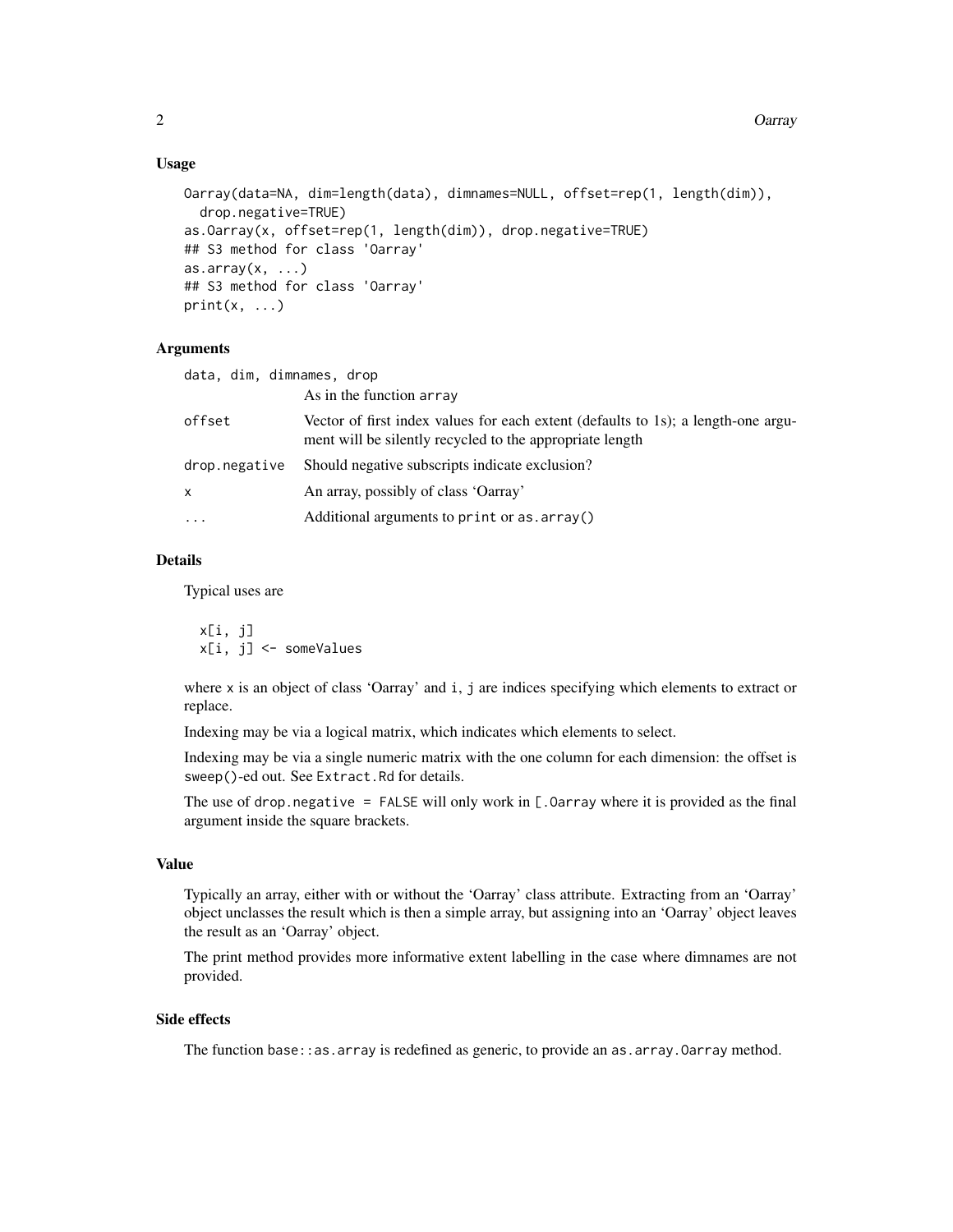### Usage

```
Oarray(data=NA, dim=length(data), dimnames=NULL, offset=rep(1, length(dim)),
  drop.negative=TRUE)
as.Oarray(x, offset=rep(1, length(dim)), drop.negative=TRUE)
## S3 method for class 'Oarray'
as.array(x, ...)
## S3 method for class 'Oarray'
print(x, ...)
```

### Arguments

| | |
|---|---|
| `data, dim, dimnames, drop` | As in the function `array` |
| `offset` | Vector of first index values for each extent (defaults to 1s); a length-one argument will be silently recycled to the appropriate length |
| `drop.negative` | Should negative subscripts indicate exclusion? |
| `x` | An array, possibly of class 'Oarray' |
| `...` | Additional arguments to `print` or `as.array()` |

### Details

Typical uses are

```
x[i, j]
x[i, j] <- someValues
```

where `x` is an object of class 'Oarray' and `i`, `j` are indices specifying which elements to extract or replace.

Indexing may be via a logical matrix, which indicates which elements to select.

Indexing may be via a single numeric matrix with the one column for each dimension: the offset is `sweep()`-ed out. See `Extract.Rd` for details.

The use of `drop.negative = FALSE` will only work in `[.Oarray` where it is provided as the final argument inside the square brackets.

### Value

Typically an array, either with or without the 'Oarray' class attribute. Extracting from an 'Oarray' object unclasses the result which is then a simple array, but assigning into an 'Oarray' object leaves the result as an 'Oarray' object.

The print method provides more informative extent labelling in the case where dimnames are not provided.

### Side effects

The function `base::as.array` is redefined as generic, to provide an `as.array.Oarray` method.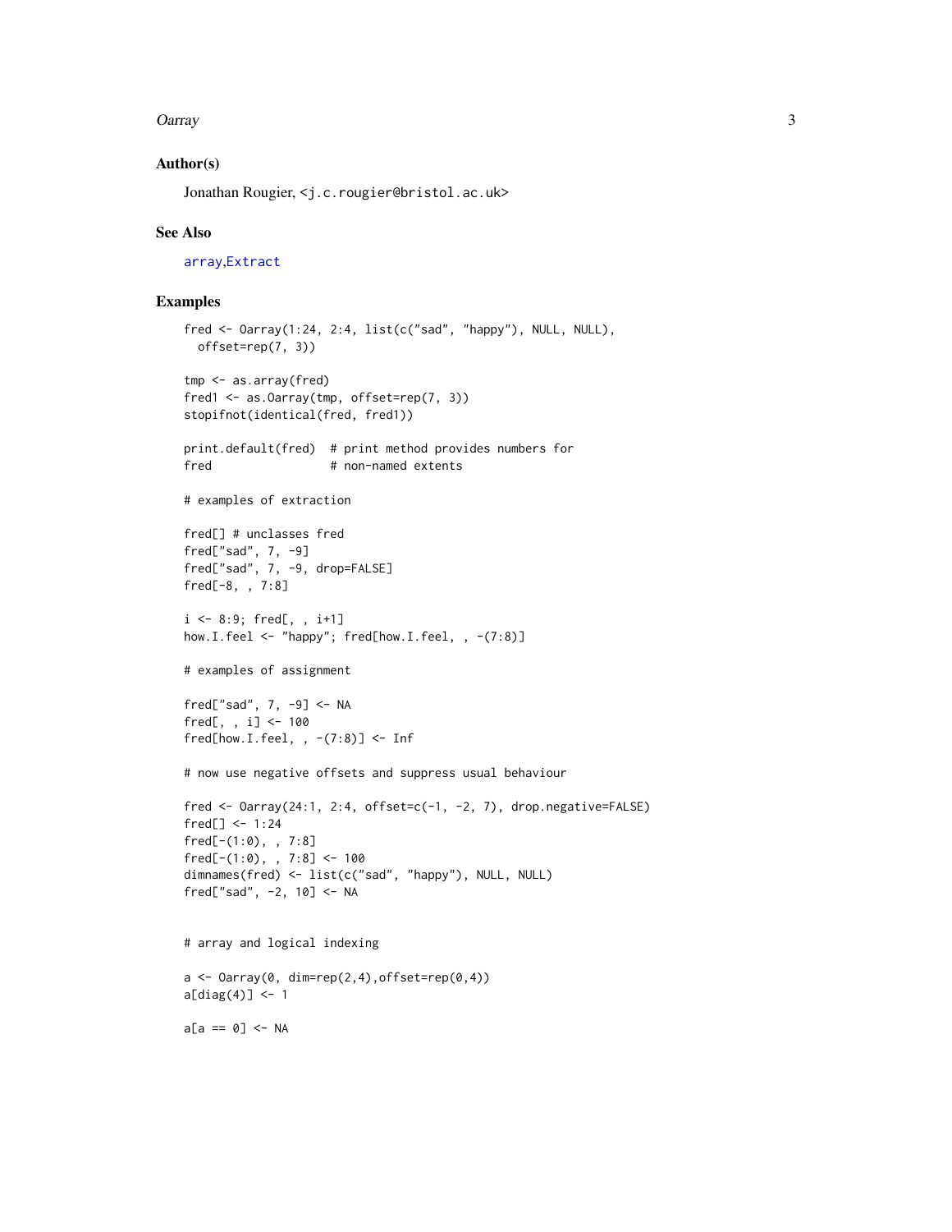## Author(s)

Jonathan Rougier, <j.c.rougier@bristol.ac.uk>

## See Also

array,Extract

## Examples

```
fred <- Oarray(1:24, 2:4, list(c("sad", "happy"), NULL, NULL),
  offset=rep(7, 3))

tmp <- as.array(fred)
fred1 <- as.Oarray(tmp, offset=rep(7, 3))
stopifnot(identical(fred, fred1))

print.default(fred)  # print method provides numbers for
fred                 # non-named extents

# examples of extraction

fred[] # unclasses fred
fred["sad", 7, -9]
fred["sad", 7, -9, drop=FALSE]
fred[-8, , 7:8]

i <- 8:9; fred[, , i+1]
how.I.feel <- "happy"; fred[how.I.feel, , -(7:8)]

# examples of assignment

fred["sad", 7, -9] <- NA
fred[, , i] <- 100
fred[how.I.feel, , -(7:8)] <- Inf

# now use negative offsets and suppress usual behaviour

fred <- Oarray(24:1, 2:4, offset=c(-1, -2, 7), drop.negative=FALSE)
fred[] <- 1:24
fred[-(1:0), , 7:8]
fred[-(1:0), , 7:8] <- 100
dimnames(fred) <- list(c("sad", "happy"), NULL, NULL)
fred["sad", -2, 10] <- NA


# array and logical indexing

a <- Oarray(0, dim=rep(2,4),offset=rep(0,4))
a[diag(4)] <- 1

a[a == 0] <- NA
```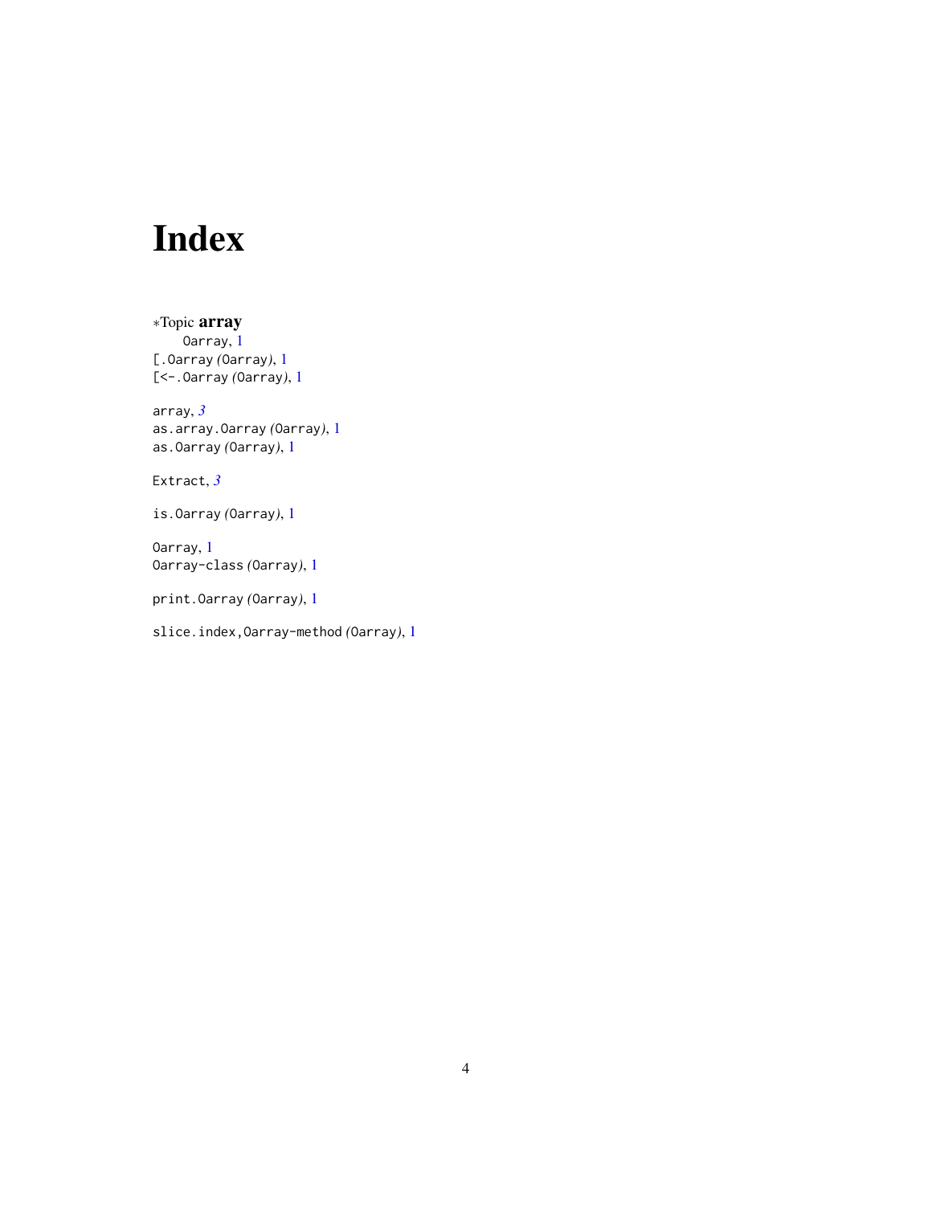# Index

*Topic **array**
  Oarray, 1
[.Oarray (Oarray), 1
[<-.Oarray (Oarray), 1

array, *3*
as.array.Oarray (Oarray), 1
as.Oarray (Oarray), 1

Extract, *3*

is.Oarray (Oarray), 1

Oarray, 1
Oarray-class (Oarray), 1

print.Oarray (Oarray), 1

slice.index,Oarray-method (Oarray), 1